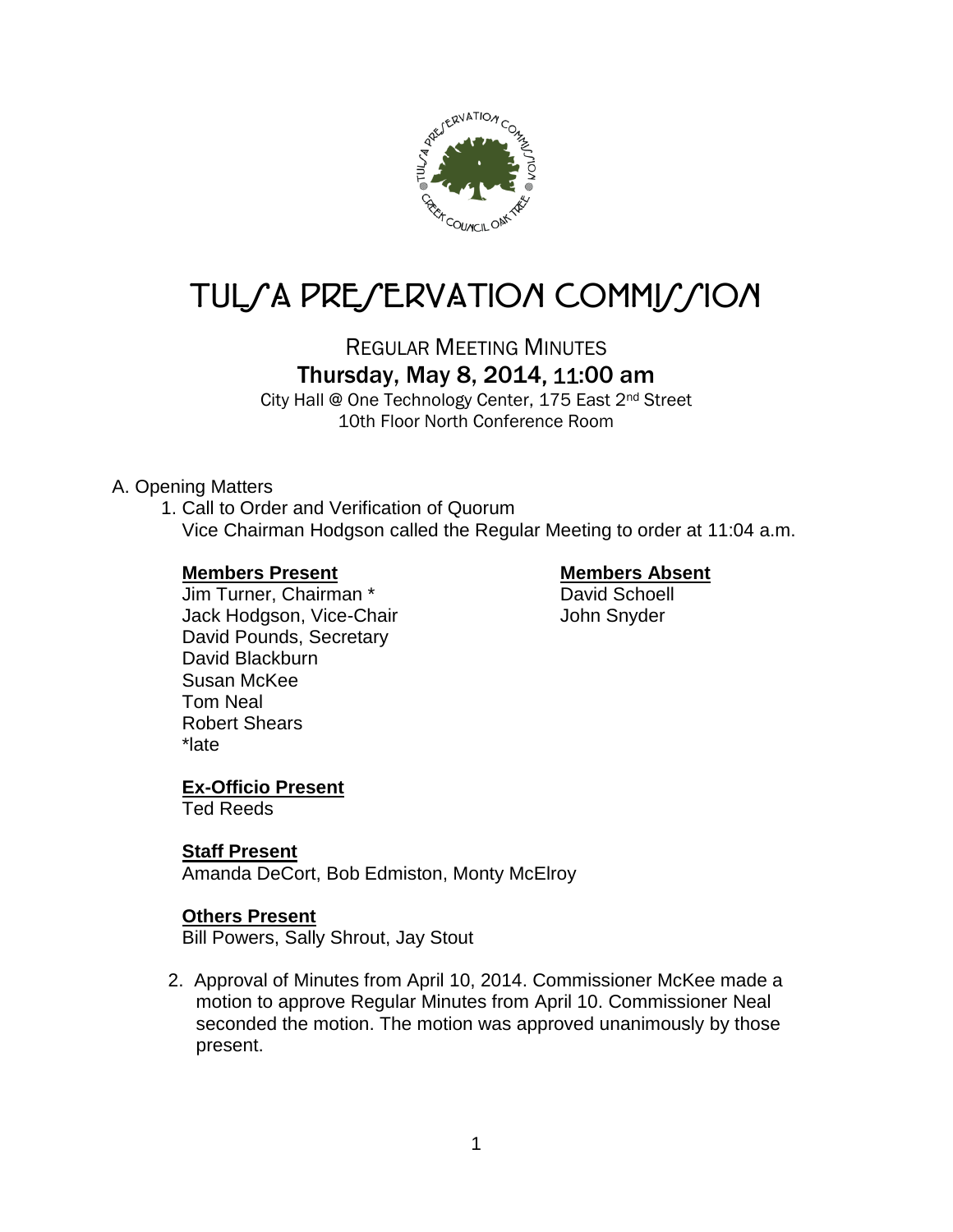# TULSA PRESERVATION COMMISSION

## REGULAR MEETING MINUTES

### Thursday, May 8, 2014, 11:00 am

City Hall @ One Technology Center, 175 East 2nd Street
10th Floor North Conference Room

A. Opening Matters

1. Call to Order and Verification of Quorum
   Vice Chairman Hodgson called the Regular Meeting to order at 11:04 a.m.

   **Members Present**
   Jim Turner, Chairman *
   Jack Hodgson, Vice-Chair
   David Pounds, Secretary
   David Blackburn
   Susan McKee
   Tom Neal
   Robert Shears
   *late

   **Members Absent**
   David Schoell
   John Snyder

   **Ex-Officio Present**
   Ted Reeds

   **Staff Present**
   Amanda DeCort, Bob Edmiston, Monty McElroy

   **Others Present**
   Bill Powers, Sally Shrout, Jay Stout

2. Approval of Minutes from April 10, 2014. Commissioner McKee made a motion to approve Regular Minutes from April 10. Commissioner Neal seconded the motion. The motion was approved unanimously by those present.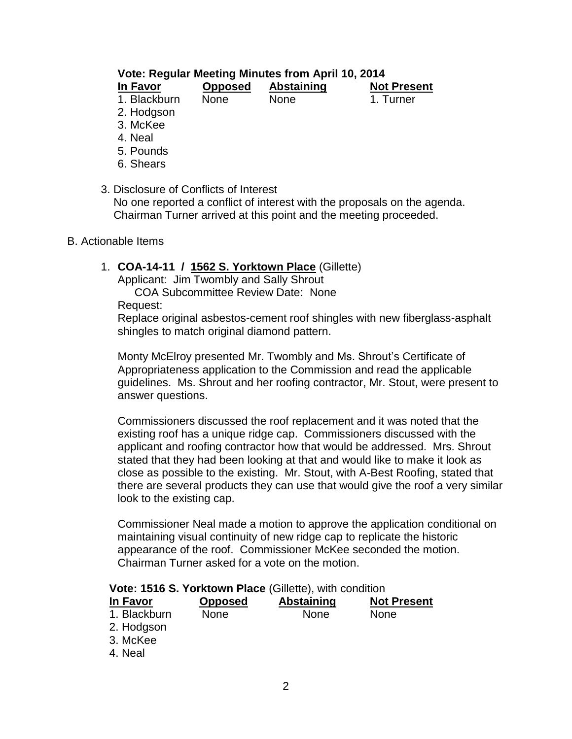**Vote: Regular Meeting Minutes from April 10, 2014**

| In Favor | Opposed | Abstaining | Not Present |
|---|---|---|---|
| 1. Blackburn | None | None | 1. Turner |
| 2. Hodgson | | | |
| 3. McKee | | | |
| 4. Neal | | | |
| 5. Pounds | | | |
| 6. Shears | | | |

3. Disclosure of Conflicts of Interest
   No one reported a conflict of interest with the proposals on the agenda.
   Chairman Turner arrived at this point and the meeting proceeded.

B. Actionable Items

1. **COA-14-11 / 1562 S. Yorktown Place** (Gillette)
   Applicant: Jim Twombly and Sally Shrout
   COA Subcommittee Review Date: None
   Request:
   Replace original asbestos-cement roof shingles with new fiberglass-asphalt shingles to match original diamond pattern.

   Monty McElroy presented Mr. Twombly and Ms. Shrout's Certificate of Appropriateness application to the Commission and read the applicable guidelines. Ms. Shrout and her roofing contractor, Mr. Stout, were present to answer questions.

   Commissioners discussed the roof replacement and it was noted that the existing roof has a unique ridge cap. Commissioners discussed with the applicant and roofing contractor how that would be addressed. Mrs. Shrout stated that they had been looking at that and would like to make it look as close as possible to the existing. Mr. Stout, with A-Best Roofing, stated that there are several products they can use that would give the roof a very similar look to the existing cap.

   Commissioner Neal made a motion to approve the application conditional on maintaining visual continuity of new ridge cap to replicate the historic appearance of the roof. Commissioner McKee seconded the motion. Chairman Turner asked for a vote on the motion.

**Vote: 1516 S. Yorktown Place** (Gillette), with condition

| In Favor | Opposed | Abstaining | Not Present |
|---|---|---|---|
| 1. Blackburn | None | None | None |
| 2. Hodgson | | | |
| 3. McKee | | | |
| 4. Neal | | | |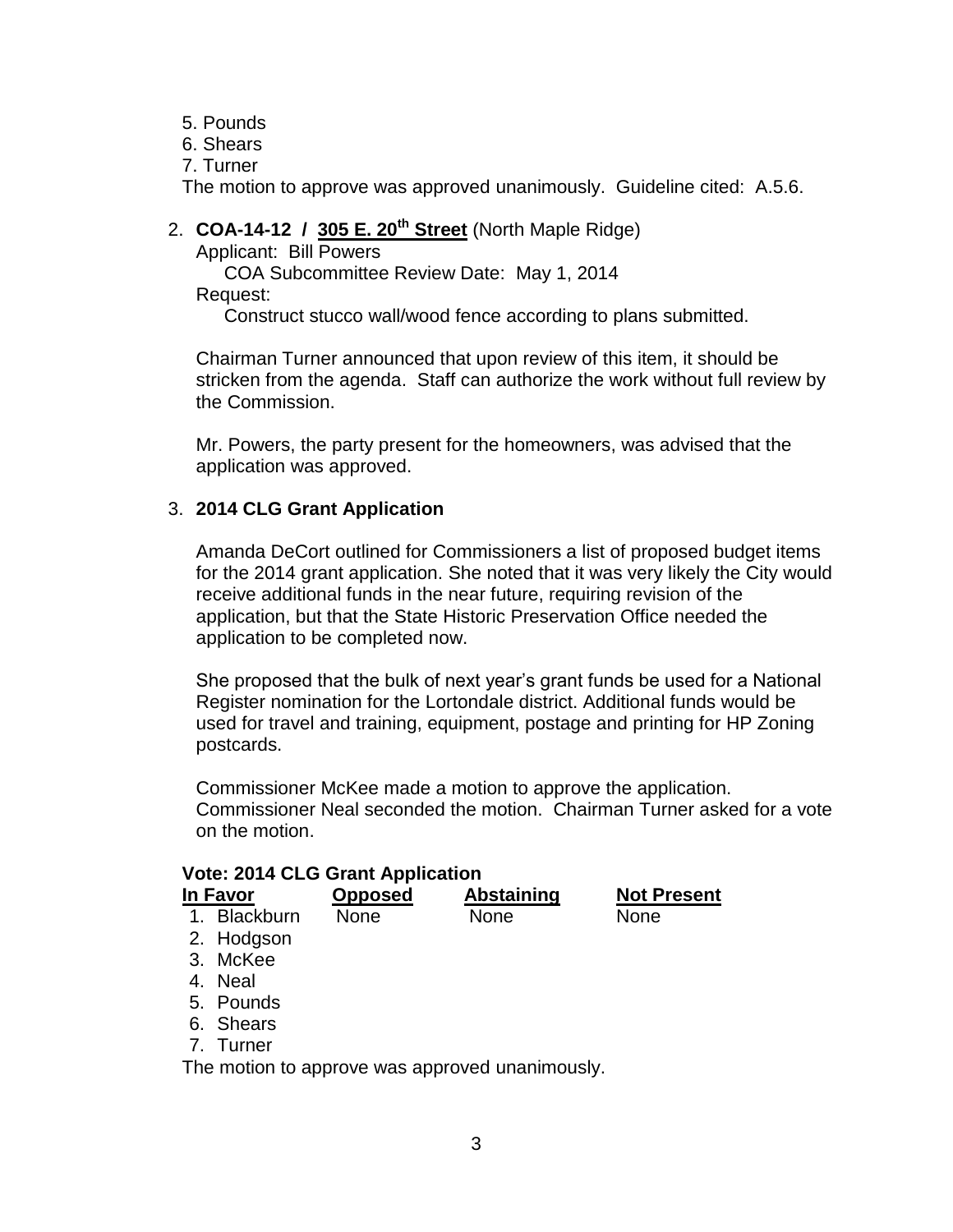5. Pounds
6. Shears
7. Turner

The motion to approve was approved unanimously. Guideline cited: A.5.6.

2. **COA-14-12 / 305 E. 20th Street** (North Maple Ridge)
   Applicant: Bill Powers
   COA Subcommittee Review Date: May 1, 2014
   Request:
   Construct stucco wall/wood fence according to plans submitted.

   Chairman Turner announced that upon review of this item, it should be stricken from the agenda. Staff can authorize the work without full review by the Commission.

   Mr. Powers, the party present for the homeowners, was advised that the application was approved.

3. **2014 CLG Grant Application**

   Amanda DeCort outlined for Commissioners a list of proposed budget items for the 2014 grant application. She noted that it was very likely the City would receive additional funds in the near future, requiring revision of the application, but that the State Historic Preservation Office needed the application to be completed now.

   She proposed that the bulk of next year's grant funds be used for a National Register nomination for the Lortondale district. Additional funds would be used for travel and training, equipment, postage and printing for HP Zoning postcards.

   Commissioner McKee made a motion to approve the application. Commissioner Neal seconded the motion. Chairman Turner asked for a vote on the motion.

**Vote: 2014 CLG Grant Application**

| In Favor | Opposed | Abstaining | Not Present |
| --- | --- | --- | --- |
| 1. Blackburn | None | None | None |
| 2. Hodgson | | | |
| 3. McKee | | | |
| 4. Neal | | | |
| 5. Pounds | | | |
| 6. Shears | | | |
| 7. Turner | | | |

The motion to approve was approved unanimously.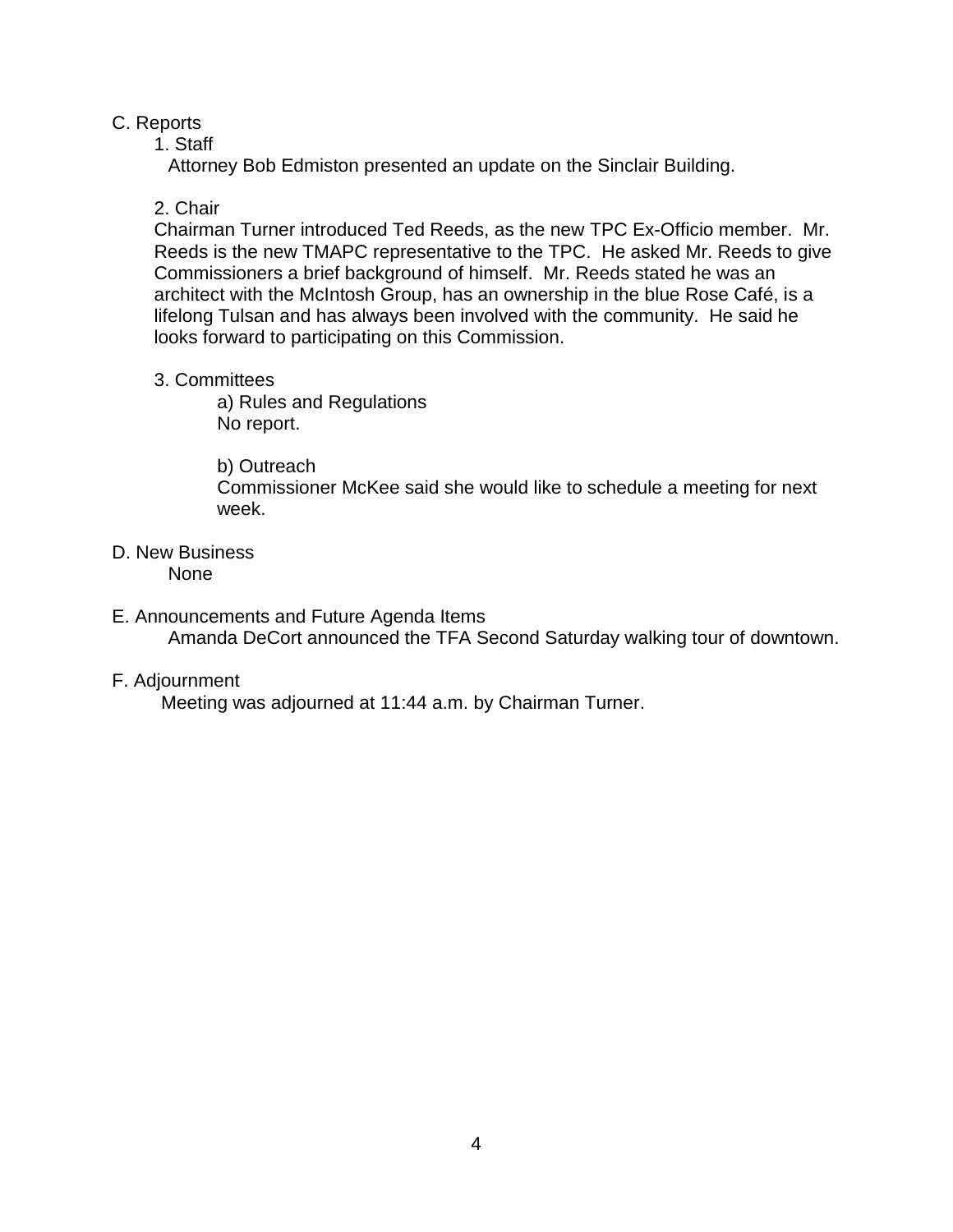C. Reports

1. Staff

Attorney Bob Edmiston presented an update on the Sinclair Building.

2. Chair

Chairman Turner introduced Ted Reeds, as the new TPC Ex-Officio member. Mr. Reeds is the new TMAPC representative to the TPC. He asked Mr. Reeds to give Commissioners a brief background of himself. Mr. Reeds stated he was an architect with the McIntosh Group, has an ownership in the blue Rose Café, is a lifelong Tulsan and has always been involved with the community. He said he looks forward to participating on this Commission.

3. Committees

a) Rules and Regulations

No report.

b) Outreach

Commissioner McKee said she would like to schedule a meeting for next week.

D. New Business

None

E. Announcements and Future Agenda Items

Amanda DeCort announced the TFA Second Saturday walking tour of downtown.

F. Adjournment

Meeting was adjourned at 11:44 a.m. by Chairman Turner.